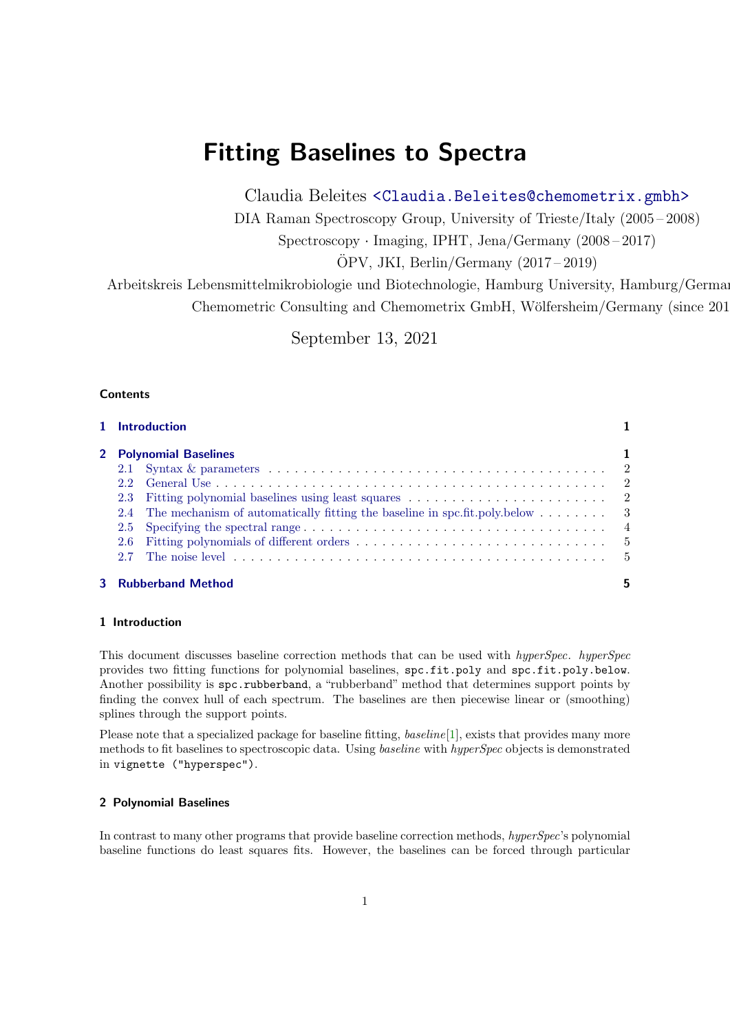# Fitting Baselines to Spectra

Claudia Beleites <Claudia.Beleites@chemometrix.gmbh>

DIA Raman Spectroscopy Group, University of Trieste/Italy (2005 – 2008)

Spectroscopy · Imaging, IPHT, Jena/Germany (2008 – 2017)

ÖPV, JKI, Berlin/Germany (2017 – 2019)

Arbeitskreis Lebensmittelmikrobiologie und Biotechnologie, Hamburg University, Hamburg/German

Chemometric Consulting and Chemometrix GmbH, Wölfersheim/Germany (since 201

September 13, 2021

## Contents

- 1 Introduction — 1
- 2 Polynomial Baselines — 1
  - 2.1 Syntax & parameters — 2
  - 2.2 General Use — 2
  - 2.3 Fitting polynomial baselines using least squares — 2
  - 2.4 The mechanism of automatically fitting the baseline in spc.fit.poly.below — 3
  - 2.5 Specifying the spectral range — 4
  - 2.6 Fitting polynomials of different orders — 5
  - 2.7 The noise level — 5
- 3 Rubberband Method — 5

## 1 Introduction

This document discusses baseline correction methods that can be used with *hyperSpec*. *hyperSpec* provides two fitting functions for polynomial baselines, `spc.fit.poly` and `spc.fit.poly.below`. Another possibility is `spc.rubberband`, a "rubberband" method that determines support points by finding the convex hull of each spectrum. The baselines are then piecewise linear or (smoothing) splines through the support points.

Please note that a specialized package for baseline fitting, *baseline*[1], exists that provides many more methods to fit baselines to spectroscopic data. Using *baseline* with *hyperSpec* objects is demonstrated in `vignette ("hyperspec")`.

## 2 Polynomial Baselines

In contrast to many other programs that provide baseline correction methods, *hyperSpec*'s polynomial baseline functions do least squares fits. However, the baselines can be forced through particular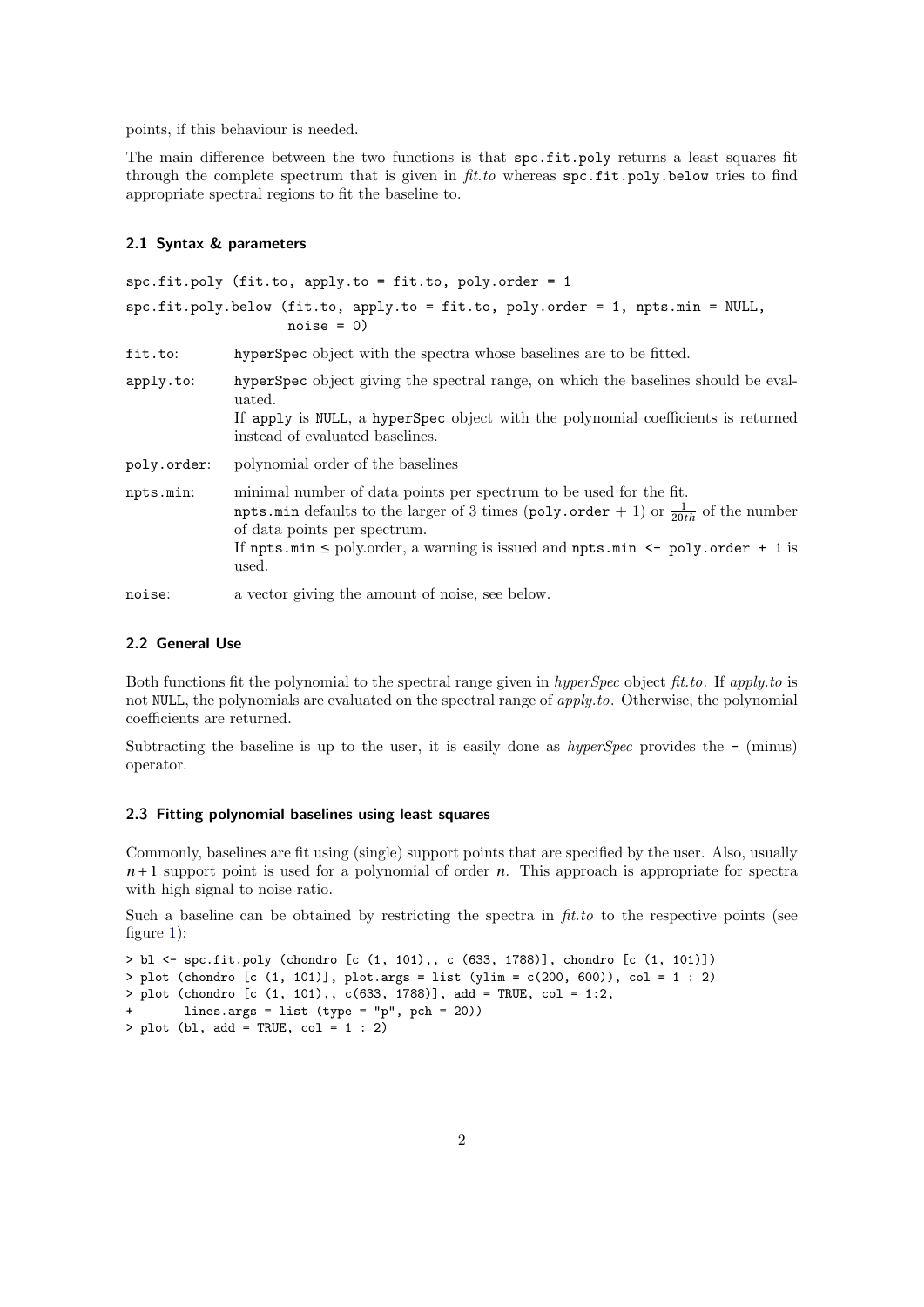points, if this behaviour is needed.

The main difference between the two functions is that `spc.fit.poly` returns a least squares fit through the complete spectrum that is given in *fit.to* whereas `spc.fit.poly.below` tries to find appropriate spectral regions to fit the baseline to.

### 2.1 Syntax & parameters

```
spc.fit.poly (fit.to, apply.to = fit.to, poly.order = 1
spc.fit.poly.below (fit.to, apply.to = fit.to, poly.order = 1, npts.min = NULL,
                    noise = 0)
```

`fit.to`: `hyperSpec` object with the spectra whose baselines are to be fitted.

`apply.to`: `hyperSpec` object giving the spectral range, on which the baselines should be evaluated.
If `apply` is `NULL`, a `hyperSpec` object with the polynomial coefficients is returned instead of evaluated baselines.

`poly.order`: polynomial order of the baselines

`npts.min`: minimal number of data points per spectrum to be used for the fit.
`npts.min` defaults to the larger of 3 times (`poly.order` + 1) or $\frac{1}{20th}$ of the number of data points per spectrum.
If `npts.min` ≤ poly.order, a warning is issued and `npts.min <- poly.order + 1` is used.

`noise`: a vector giving the amount of noise, see below.

### 2.2 General Use

Both functions fit the polynomial to the spectral range given in *hyperSpec* object *fit.to*. If *apply.to* is not `NULL`, the polynomials are evaluated on the spectral range of *apply.to*. Otherwise, the polynomial coefficients are returned.

Subtracting the baseline is up to the user, it is easily done as *hyperSpec* provides the `-` (minus) operator.

### 2.3 Fitting polynomial baselines using least squares

Commonly, baselines are fit using (single) support points that are specified by the user. Also, usually $n+1$ support point is used for a polynomial of order $n$. This approach is appropriate for spectra with high signal to noise ratio.

Such a baseline can be obtained by restricting the spectra in *fit.to* to the respective points (see figure 1):

```
> bl <- spc.fit.poly (chondro [c (1, 101),, c (633, 1788)], chondro [c (1, 101)])
> plot (chondro [c (1, 101)], plot.args = list (ylim = c(200, 600)), col = 1 : 2)
> plot (chondro [c (1, 101),, c(633, 1788)], add = TRUE, col = 1:2,
+       lines.args = list (type = "p", pch = 20))
> plot (bl, add = TRUE, col = 1 : 2)
```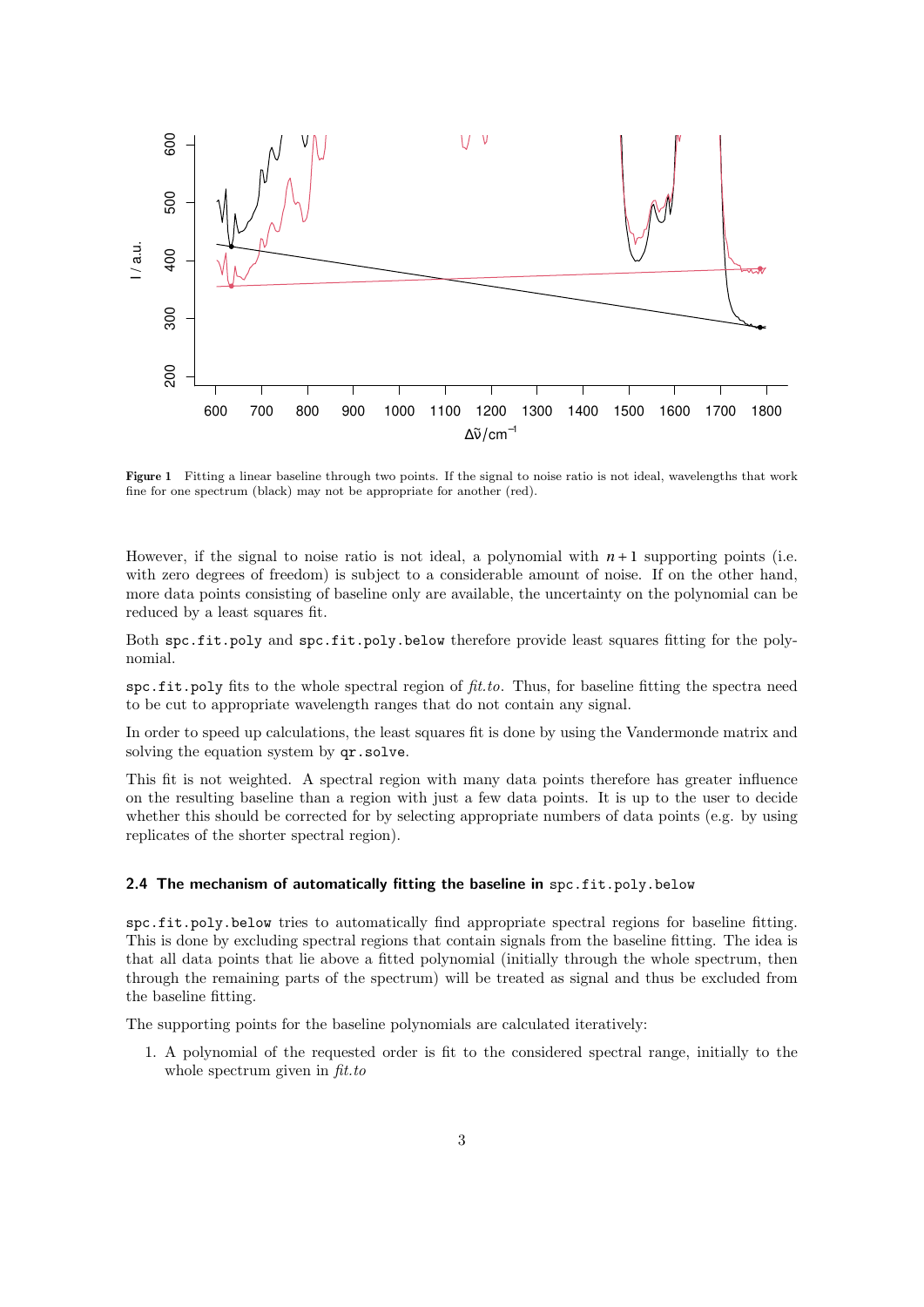**Figure 1** Fitting a linear baseline through two points. If the signal to noise ratio is not ideal, wavelengths that work fine for one spectrum (black) may not be appropriate for another (red).

However, if the signal to noise ratio is not ideal, a polynomial with $n+1$ supporting points (i.e. with zero degrees of freedom) is subject to a considerable amount of noise. If on the other hand, more data points consisting of baseline only are available, the uncertainty on the polynomial can be reduced by a least squares fit.

Both `spc.fit.poly` and `spc.fit.poly.below` therefore provide least squares fitting for the polynomial.

`spc.fit.poly` fits to the whole spectral region of *fit.to*. Thus, for baseline fitting the spectra need to be cut to appropriate wavelength ranges that do not contain any signal.

In order to speed up calculations, the least squares fit is done by using the Vandermonde matrix and solving the equation system by `qr.solve`.

This fit is not weighted. A spectral region with many data points therefore has greater influence on the resulting baseline than a region with just a few data points. It is up to the user to decide whether this should be corrected for by selecting appropriate numbers of data points (e.g. by using replicates of the shorter spectral region).

### 2.4 The mechanism of automatically fitting the baseline in `spc.fit.poly.below`

`spc.fit.poly.below` tries to automatically find appropriate spectral regions for baseline fitting. This is done by excluding spectral regions that contain signals from the baseline fitting. The idea is that all data points that lie above a fitted polynomial (initially through the whole spectrum, then through the remaining parts of the spectrum) will be treated as signal and thus be excluded from the baseline fitting.

The supporting points for the baseline polynomials are calculated iteratively:

1. A polynomial of the requested order is fit to the considered spectral range, initially to the whole spectrum given in *fit.to*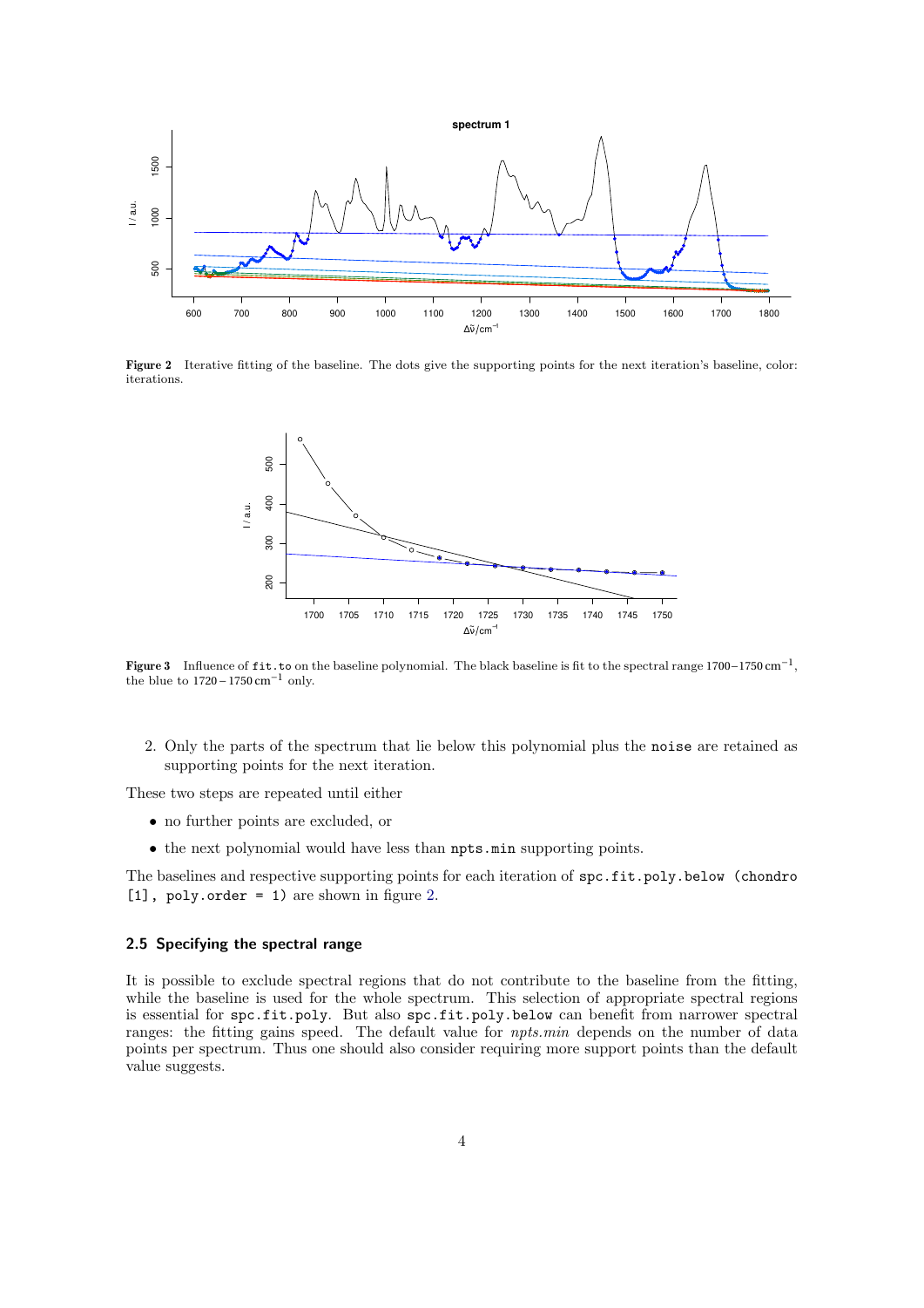**Figure 2** Iterative fitting of the baseline. The dots give the supporting points for the next iteration's baseline, color: iterations.

**Figure 3** Influence of `fit.to` on the baseline polynomial. The black baseline is fit to the spectral range 1700 – 1750 $cm^{-1}$, the blue to 1720 – 1750 $cm^{-1}$ only.

2. Only the parts of the spectrum that lie below this polynomial plus the `noise` are retained as supporting points for the next iteration.

These two steps are repeated until either

- no further points are excluded, or
- the next polynomial would have less than `npts.min` supporting points.

The baselines and respective supporting points for each iteration of `spc.fit.poly.below (chondro [1], poly.order = 1)` are shown in figure 2.

### 2.5 Specifying the spectral range

It is possible to exclude spectral regions that do not contribute to the baseline from the fitting, while the baseline is used for the whole spectrum. This selection of appropriate spectral regions is essential for `spc.fit.poly`. But also `spc.fit.poly.below` can benefit from narrower spectral ranges: the fitting gains speed. The default value for *npts.min* depends on the number of data points per spectrum. Thus one should also consider requiring more support points than the default value suggests.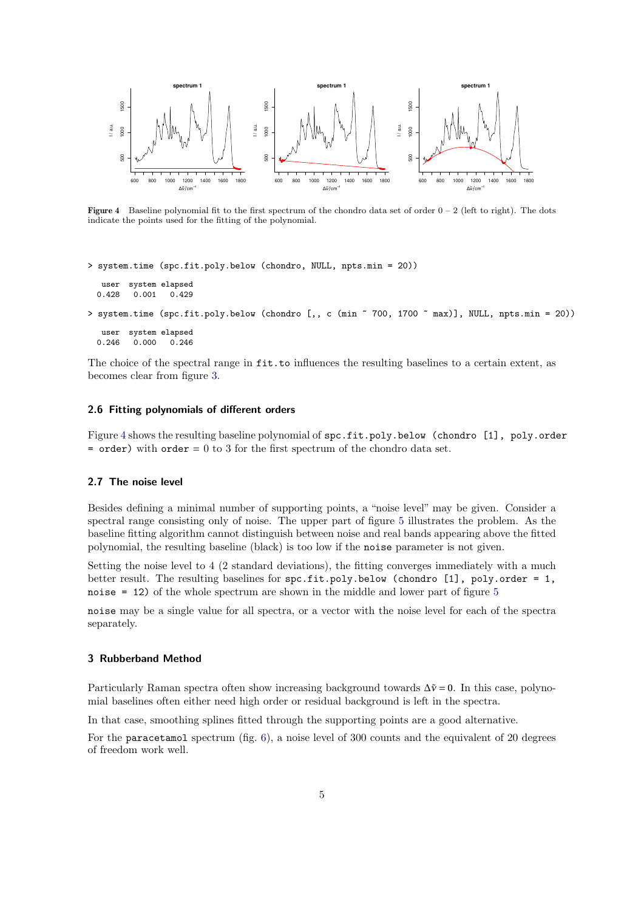**Figure 4** Baseline polynomial fit to the first spectrum of the chondro data set of order 0 – 2 (left to right). The dots indicate the points used for the fitting of the polynomial.

```
> system.time (spc.fit.poly.below (chondro, NULL, npts.min = 20))

   user  system elapsed
  0.428   0.001   0.429

> system.time (spc.fit.poly.below (chondro [,, c (min ~ 700, 1700 ~ max)], NULL, npts.min = 20))

   user  system elapsed
  0.246   0.000   0.246
```

The choice of the spectral range in `fit.to` influences the resulting baselines to a certain extent, as becomes clear from figure 3.

### 2.6 Fitting polynomials of different orders

Figure 4 shows the resulting baseline polynomial of `spc.fit.poly.below (chondro [1], poly.order = order)` with `order` = 0 to 3 for the first spectrum of the chondro data set.

### 2.7 The noise level

Besides defining a minimal number of supporting points, a "noise level" may be given. Consider a spectral range consisting only of noise. The upper part of figure 5 illustrates the problem. As the baseline fitting algorithm cannot distinguish between noise and real bands appearing above the fitted polynomial, the resulting baseline (black) is too low if the `noise` parameter is not given.

Setting the noise level to 4 (2 standard deviations), the fitting converges immediately with a much better result. The resulting baselines for `spc.fit.poly.below (chondro [1], poly.order = 1, noise = 12)` of the whole spectrum are shown in the middle and lower part of figure 5

`noise` may be a single value for all spectra, or a vector with the noise level for each of the spectra separately.

## 3 Rubberband Method

Particularly Raman spectra often show increasing background towards $\Delta\tilde{\nu} = 0$. In this case, polynomial baselines often either need high order or residual background is left in the spectra.

In that case, smoothing splines fitted through the supporting points are a good alternative.

For the `paracetamol` spectrum (fig. 6), a noise level of 300 counts and the equivalent of 20 degrees of freedom work well.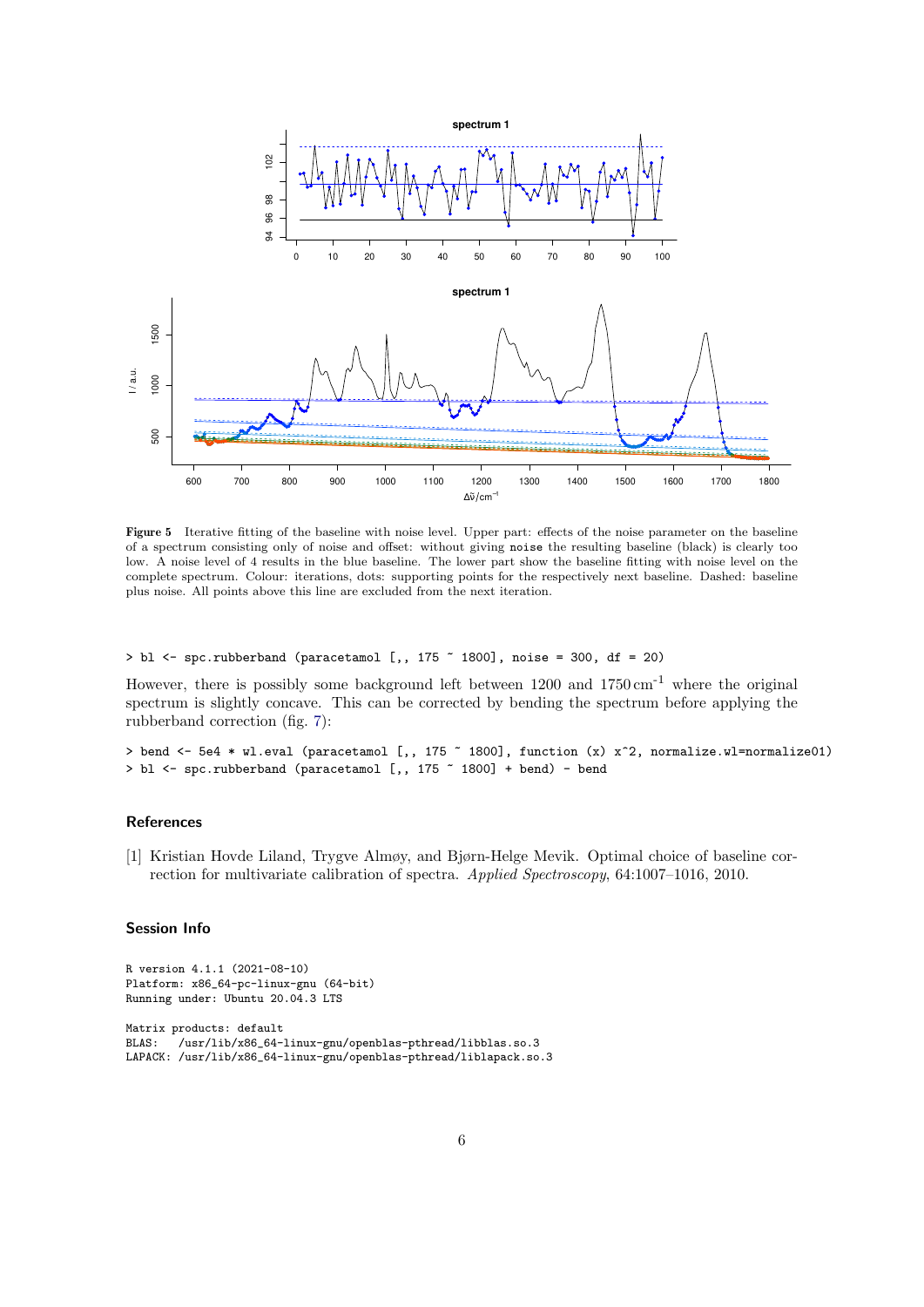**Figure 5** Iterative fitting of the baseline with noise level. Upper part: effects of the noise parameter on the baseline of a spectrum consisting only of noise and offset: without giving `noise` the resulting baseline (black) is clearly too low. A noise level of 4 results in the blue baseline. The lower part show the baseline fitting with noise level on the complete spectrum. Colour: iterations, dots: supporting points for the respectively next baseline. Dashed: baseline plus noise. All points above this line are excluded from the next iteration.

```
> bl <- spc.rubberband (paracetamol [,, 175 ~ 1800], noise = 300, df = 20)
```

However, there is possibly some background left between 1200 and 1750 cm$^{-1}$ where the original spectrum is slightly concave. This can be corrected by bending the spectrum before applying the rubberband correction (fig. 7):

```
> bend <- 5e4 * wl.eval (paracetamol [,, 175 ~ 1800], function (x) x^2, normalize.wl=normalize01)
> bl <- spc.rubberband (paracetamol [,, 175 ~ 1800] + bend) - bend
```

## References

[1] Kristian Hovde Liland, Trygve Almøy, and Bjørn-Helge Mevik. Optimal choice of baseline correction for multivariate calibration of spectra. *Applied Spectroscopy*, 64:1007–1016, 2010.

## Session Info

```
R version 4.1.1 (2021-08-10)
Platform: x86_64-pc-linux-gnu (64-bit)
Running under: Ubuntu 20.04.3 LTS

Matrix products: default
BLAS:   /usr/lib/x86_64-linux-gnu/openblas-pthread/libblas.so.3
LAPACK: /usr/lib/x86_64-linux-gnu/openblas-pthread/liblapack.so.3
```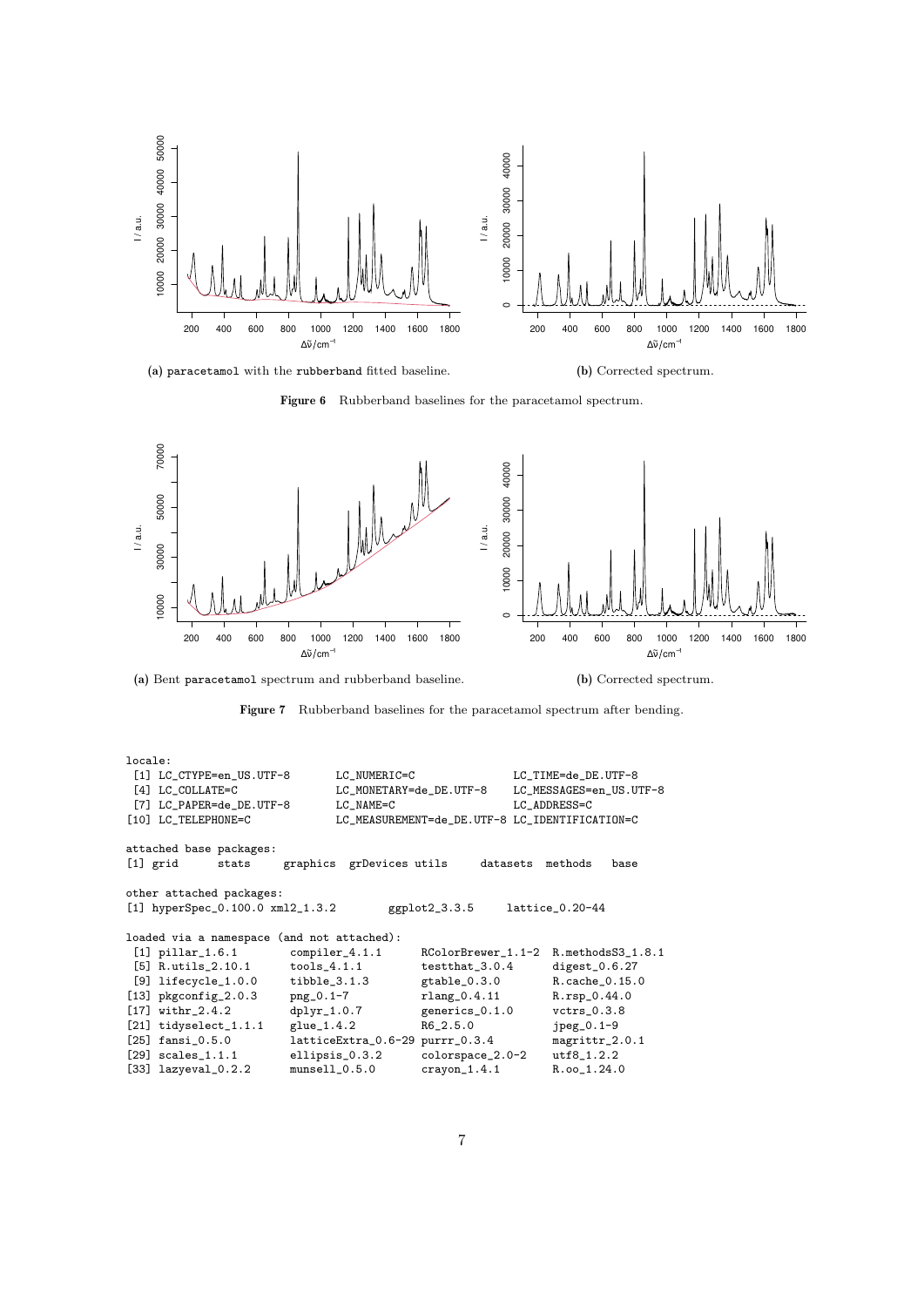I / a.u.

10000 20000 30000 40000 50000

200 400 600 800 1000 1200 1400 1600 1800

$\Delta\tilde{\nu}/\text{cm}^{-1}$

(a) paracetamol with the rubberband fitted baseline.

I / a.u.

0 10000 20000 30000 40000

200 400 600 800 1000 1200 1400 1600 1800

$\Delta\tilde{\nu}/\text{cm}^{-1}$

(b) Corrected spectrum.

**Figure 6** Rubberband baselines for the paracetamol spectrum.

I / a.u.

10000 30000 50000 70000

200 400 600 800 1000 1200 1400 1600 1800

$\Delta\tilde{\nu}/\text{cm}^{-1}$

(a) Bent paracetamol spectrum and rubberband baseline.

I / a.u.

0 10000 20000 30000 40000

200 400 600 800 1000 1200 1400 1600 1800

$\Delta\tilde{\nu}/\text{cm}^{-1}$

(b) Corrected spectrum.

**Figure 7** Rubberband baselines for the paracetamol spectrum after bending.

```
locale:
 [1] LC_CTYPE=en_US.UTF-8       LC_NUMERIC=C               LC_TIME=de_DE.UTF-8
 [4] LC_COLLATE=C               LC_MONETARY=de_DE.UTF-8    LC_MESSAGES=en_US.UTF-8
 [7] LC_PAPER=de_DE.UTF-8       LC_NAME=C                  LC_ADDRESS=C
[10] LC_TELEPHONE=C             LC_MEASUREMENT=de_DE.UTF-8 LC_IDENTIFICATION=C

attached base packages:
[1] grid      stats     graphics  grDevices utils     datasets  methods   base

other attached packages:
[1] hyperSpec_0.100.0 xml2_1.3.2        ggplot2_3.3.5     lattice_0.20-44

loaded via a namespace (and not attached):
 [1] pillar_1.6.1         compiler_4.1.1       RColorBrewer_1.1-2   R.methodsS3_1.8.1
 [5] R.utils_2.10.1       tools_4.1.1          testthat_3.0.4       digest_0.6.27
 [9] lifecycle_1.0.0      tibble_3.1.3         gtable_0.3.0         R.cache_0.15.0
[13] pkgconfig_2.0.3      png_0.1-7            rlang_0.4.11         R.rsp_0.44.0
[17] withr_2.4.2          dplyr_1.0.7          generics_0.1.0       vctrs_0.3.8
[21] tidyselect_1.1.1     glue_1.4.2           R6_2.5.0             jpeg_0.1-9
[25] fansi_0.5.0          latticeExtra_0.6-29  purrr_0.3.4          magrittr_2.0.1
[29] scales_1.1.1         ellipsis_0.3.2       colorspace_2.0-2     utf8_1.2.2
[33] lazyeval_0.2.2       munsell_0.5.0        crayon_1.4.1         R.oo_1.24.0
```